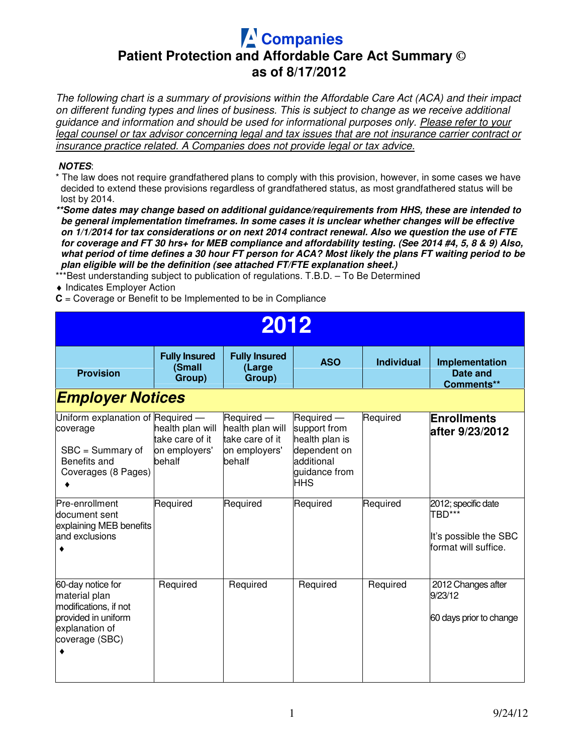# A Companies

## Patient Protection and Affordable Care Act Summary © as of 8/17/2012

*The following chart is a summary of provisions within the Affordable Care Act (ACA) and their impact on different funding types and lines of business. This is subject to change as we receive additional guidance and information and should be used for informational purposes only.* *Please refer to your legal counsel or tax advisor concerning legal and tax issues that are not insurance carrier contract or insurance practice related. A Companies does not provide legal or tax advice.*

***NOTES***:

\* The law does not require grandfathered plans to comply with this provision, however, in some cases we have decided to extend these provisions regardless of grandfathered status, as most grandfathered status will be lost by 2014.

***\*\*Some dates may change based on additional guidance/requirements from HHS, these are intended to be general implementation timeframes. In some cases it is unclear whether changes will be effective on 1/1/2014 for tax considerations or on next 2014 contract renewal. Also we question the use of FTE for coverage and FT 30 hrs+ for MEB compliance and affordability testing. (See 2014 #4, 5, 8 & 9) Also, what period of time defines a 30 hour FT person for ACA? Most likely the plans FT waiting period to be plan eligible will be the definition (see attached FT/FTE explanation sheet.)***

\*\*\*Best understanding subject to publication of regulations. T.B.D. – To Be Determined

♦ Indicates Employer Action

**C** = Coverage or Benefit to be Implemented to be in Compliance

## 2012

| Provision | Fully Insured (Small Group) | Fully Insured (Large Group) | ASO | Individual | Implementation Date and Comments** |
|---|---|---|---|---|---|
| ***Employer Notices*** | | | | | |
| Uniform explanation of coverage<br><br>SBC = Summary of Benefits and Coverages (8 Pages)<br>♦ | Required — health plan will take care of it on employers' behalf | Required — health plan will take care of it on employers' behalf | Required — support from health plan is dependent on additional guidance from HHS | Required | **Enrollments after 9/23/2012** |
| Pre-enrollment document sent explaining MEB benefits and exclusions<br>♦ | Required | Required | Required | Required | 2012; specific date TBD\*\*\*<br><br>It's possible the SBC format will suffice. |
| 60-day notice for material plan modifications, if not provided in uniform explanation of coverage (SBC)<br>♦ | Required | Required | Required | Required | 2012 Changes after 9/23/12<br><br>60 days prior to change |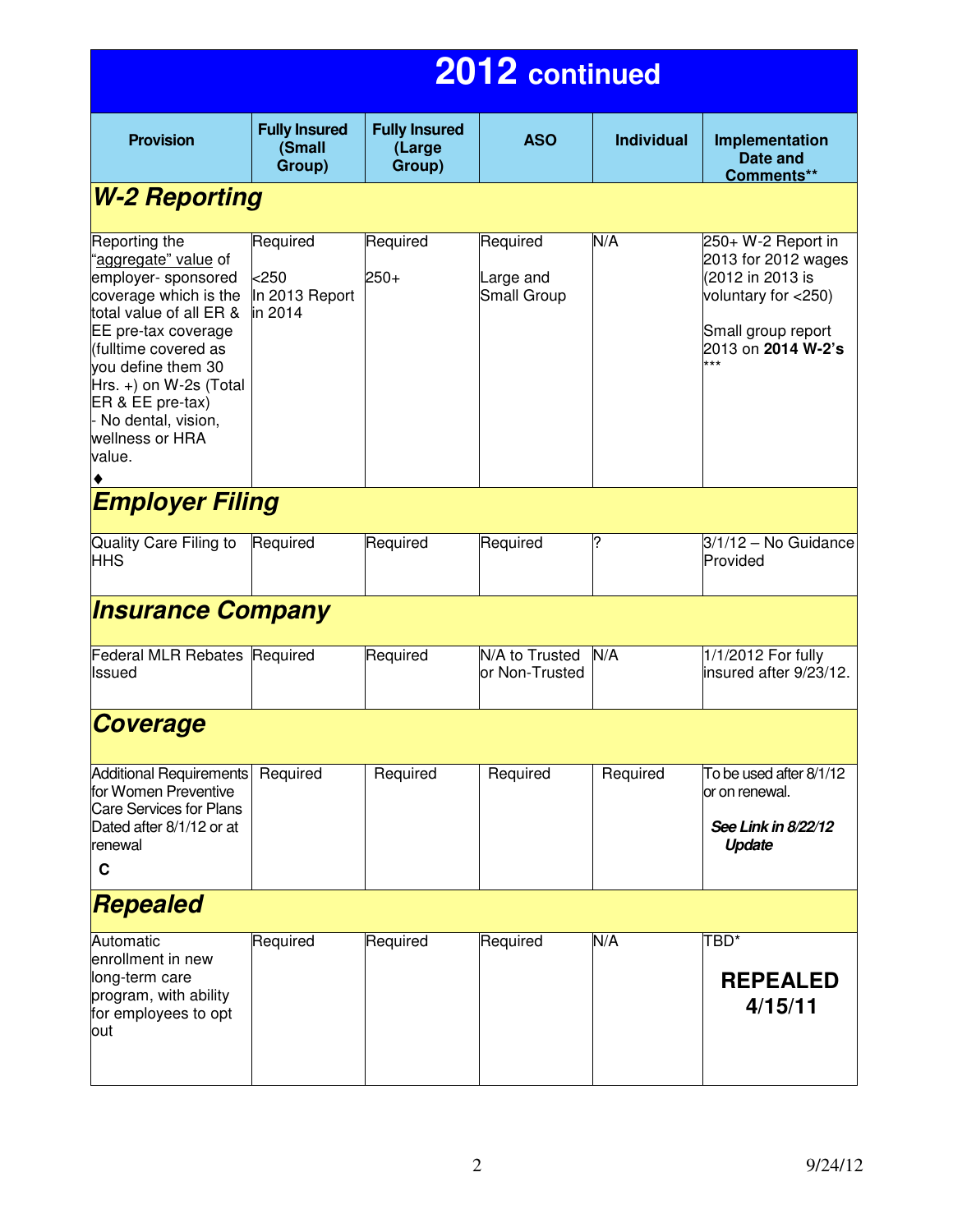# 2012 continued

| Provision | Fully Insured (Small Group) | Fully Insured (Large Group) | ASO | Individual | Implementation Date and Comments** |
|---|---|---|---|---|---|
| ***W-2 Reporting*** | | | | | |
| Reporting the "aggregate" value of employer- sponsored coverage which is the total value of all ER & EE pre-tax coverage (fulltime covered as you define them 30 Hrs. +) on W-2s (Total ER & EE pre-tax) - No dental, vision, wellness or HRA value. ♦ | Required <br><br> <250 <br> In 2013 Report in 2014 | Required <br><br> 250+ | Required <br><br> Large and Small Group | N/A | 250+ W-2 Report in 2013 for 2012 wages (2012 in 2013 is voluntary for <250) <br><br> Small group report 2013 on **2014 W-2's** *** |
| ***Employer Filing*** | | | | | |
| Quality Care Filing to HHS | Required | Required | Required | ? | 3/1/12 – No Guidance Provided |
| ***Insurance Company*** | | | | | |
| Federal MLR Rebates Issued | Required | Required | N/A to Trusted or Non-Trusted | N/A | 1/1/2012 For fully insured after 9/23/12. |
| ***Coverage*** | | | | | |
| Additional Requirements for Women Preventive Care Services for Plans Dated after 8/1/12 or at renewal <br> **C** | Required | Required | Required | Required | To be used after 8/1/12 or on renewal. <br><br> ***See Link in 8/22/12 Update*** |
| ***Repealed*** | | | | | |
| Automatic enrollment in new long-term care program, with ability for employees to opt out | Required | Required | Required | N/A | TBD* <br><br> **REPEALED 4/15/11** |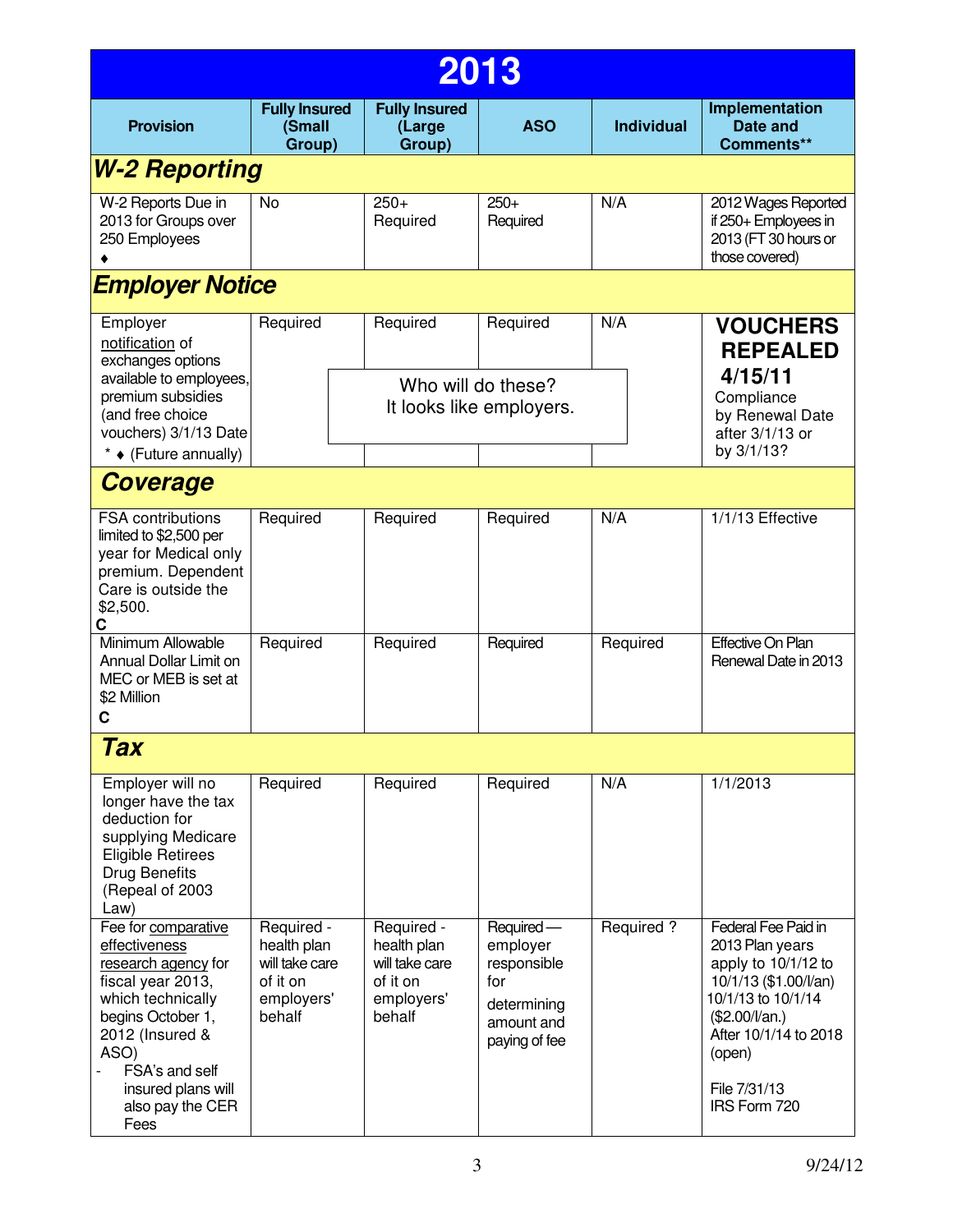# 2013

| Provision | Fully Insured (Small Group) | Fully Insured (Large Group) | ASO | Individual | Implementation Date and Comments** |
|---|---|---|---|---|---|
| ***W-2 Reporting*** | | | | | |
| W-2 Reports Due in 2013 for Groups over 250 Employees ♦ | No | 250+ Required | 250+ Required | N/A | 2012 Wages Reported if 250+ Employees in 2013 (FT 30 hours or those covered) |
| ***Employer Notice*** | | | | | |
| Employer notification of exchanges options available to employees, premium subsidies (and free choice vouchers) 3/1/13 Date * ♦ (Future annually) | Required | Required | Required | N/A | **VOUCHERS REPEALED 4/15/11** Compliance by Renewal Date after 3/1/13 or by 3/1/13? |
| ***Coverage*** | | | | | |
| FSA contributions limited to $2,500 per year for Medical only premium. Dependent Care is outside the $2,500. **C** | Required | Required | Required | N/A | 1/1/13 Effective |
| Minimum Allowable Annual Dollar Limit on MEC or MEB is set at $2 Million **C** | Required | Required | Required | Required | Effective On Plan Renewal Date in 2013 |
| ***Tax*** | | | | | |
| Employer will no longer have the tax deduction for supplying Medicare Eligible Retirees Drug Benefits (Repeal of 2003 Law) | Required | Required | Required | N/A | 1/1/2013 |
| Fee for comparative effectiveness research agency for fiscal year 2013, which technically begins October 1, 2012 (Insured & ASO)<br>- FSA's and self insured plans will also pay the CER Fees | Required - health plan will take care of it on employers' behalf | Required - health plan will take care of it on employers' behalf | Required — employer responsible for determining amount and paying of fee | Required ? | Federal Fee Paid in 2013 Plan years apply to 10/1/12 to 10/1/13 ($1.00/l/an) 10/1/13 to 10/1/14 ($2.00/l/an.) After 10/1/14 to 2018 (open)<br><br>File 7/31/13 IRS Form 720 |

Who will do these?
It looks like employers.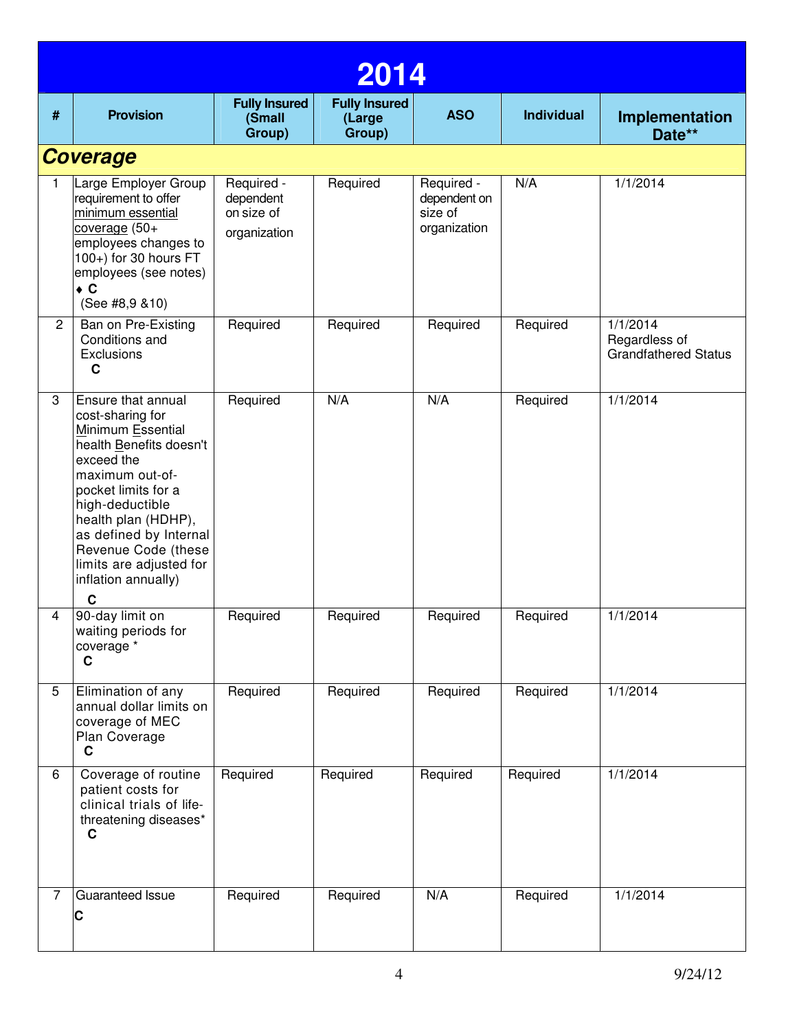# 2014

| # | Provision | Fully Insured (Small Group) | Fully Insured (Large Group) | ASO | Individual | Implementation Date** |
|---|---|---|---|---|---|---|
| ***Coverage*** | | | | | | |
| 1 | Large Employer Group requirement to offer minimum essential coverage (50+ employees changes to 100+) for 30 hours FT employees (see notes) ♦ **C** (See #8,9 &10) | Required - dependent on size of organization | Required | Required - dependent on size of organization | N/A | 1/1/2014 |
| 2 | Ban on Pre-Existing Conditions and Exclusions **C** | Required | Required | Required | Required | 1/1/2014 Regardless of Grandfathered Status |
| 3 | Ensure that annual cost-sharing for Minimum Essential health Benefits doesn't exceed the maximum out-of-pocket limits for a high-deductible health plan (HDHP), as defined by Internal Revenue Code (these limits are adjusted for inflation annually) **C** | Required | N/A | N/A | Required | 1/1/2014 |
| 4 | 90-day limit on waiting periods for coverage * **C** | Required | Required | Required | Required | 1/1/2014 |
| 5 | Elimination of any annual dollar limits on coverage of MEC Plan Coverage **C** | Required | Required | Required | Required | 1/1/2014 |
| 6 | Coverage of routine patient costs for clinical trials of life-threatening diseases* **C** | Required | Required | Required | Required | 1/1/2014 |
| 7 | Guaranteed Issue **C** | Required | Required | N/A | Required | 1/1/2014 |

9/24/12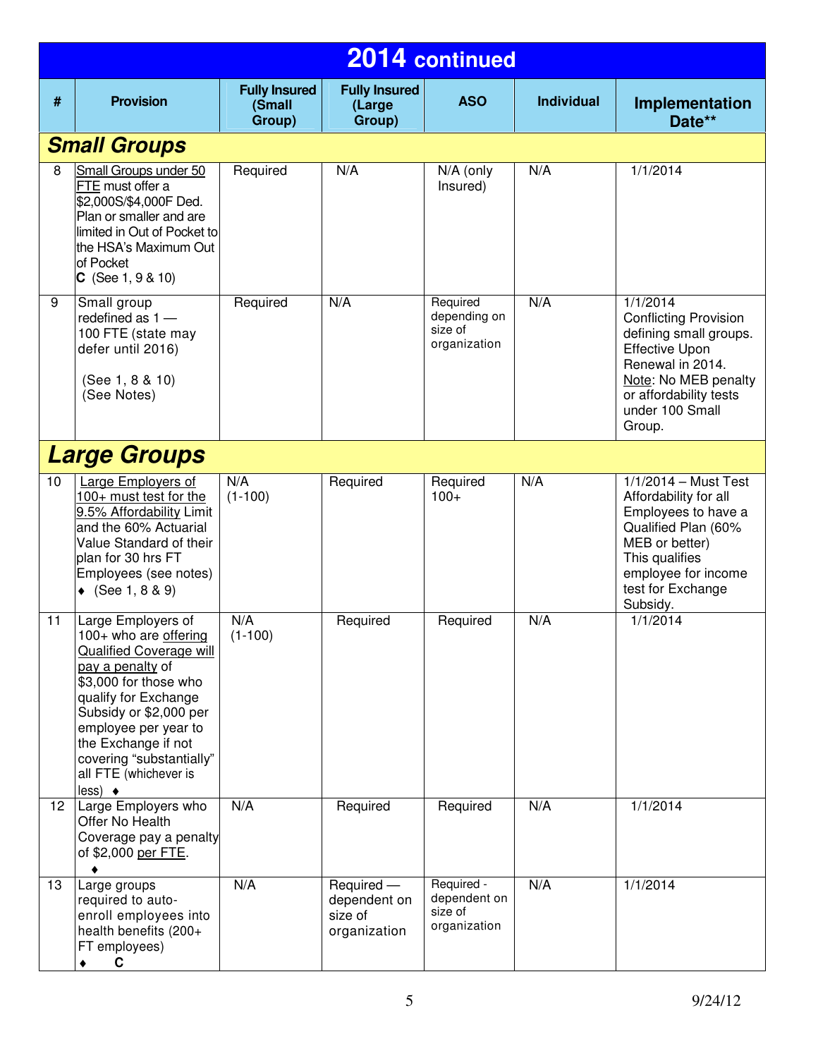# 2014 continued

| # | Provision | Fully Insured (Small Group) | Fully Insured (Large Group) | ASO | Individual | Implementation Date** |
|---|---|---|---|---|---|---|
| ***Small Groups*** | | | | | | |
| 8 | Small Groups under 50 FTE must offer a $2,000S/$4,000F Ded. Plan or smaller and are limited in Out of Pocket to the HSA's Maximum Out of Pocket **C** (See 1, 9 & 10) | Required | N/A | N/A (only Insured) | N/A | 1/1/2014 |
| 9 | Small group redefined as 1 — 100 FTE (state may defer until 2016) (See 1, 8 & 10) (See Notes) | Required | N/A | Required depending on size of organization | N/A | 1/1/2014 Conflicting Provision defining small groups. Effective Upon Renewal in 2014. Note: No MEB penalty or affordability tests under 100 Small Group. |
| ***Large Groups*** | | | | | | |
| 10 | Large Employers of 100+ must test for the 9.5% Affordability Limit and the 60% Actuarial Value Standard of their plan for 30 hrs FT Employees (see notes) ♦ (See 1, 8 & 9) | N/A (1-100) | Required | Required 100+ | N/A | 1/1/2014 – Must Test Affordability for all Employees to have a Qualified Plan (60% MEB or better) This qualifies employee for income test for Exchange Subsidy. |
| 11 | Large Employers of 100+ who are offering Qualified Coverage will pay a penalty of $3,000 for those who qualify for Exchange Subsidy or $2,000 per employee per year to the Exchange if not covering "substantially" all FTE (whichever is less) ♦ | N/A (1-100) | Required | Required | N/A | 1/1/2014 |
| 12 | Large Employers who Offer No Health Coverage pay a penalty of $2,000 per FTE. ♦ | N/A | Required | Required | N/A | 1/1/2014 |
| 13 | Large groups required to auto-enroll employees into health benefits (200+ FT employees) ♦ **C** | N/A | Required — dependent on size of organization | Required - dependent on size of organization | N/A | 1/1/2014 |

9/24/12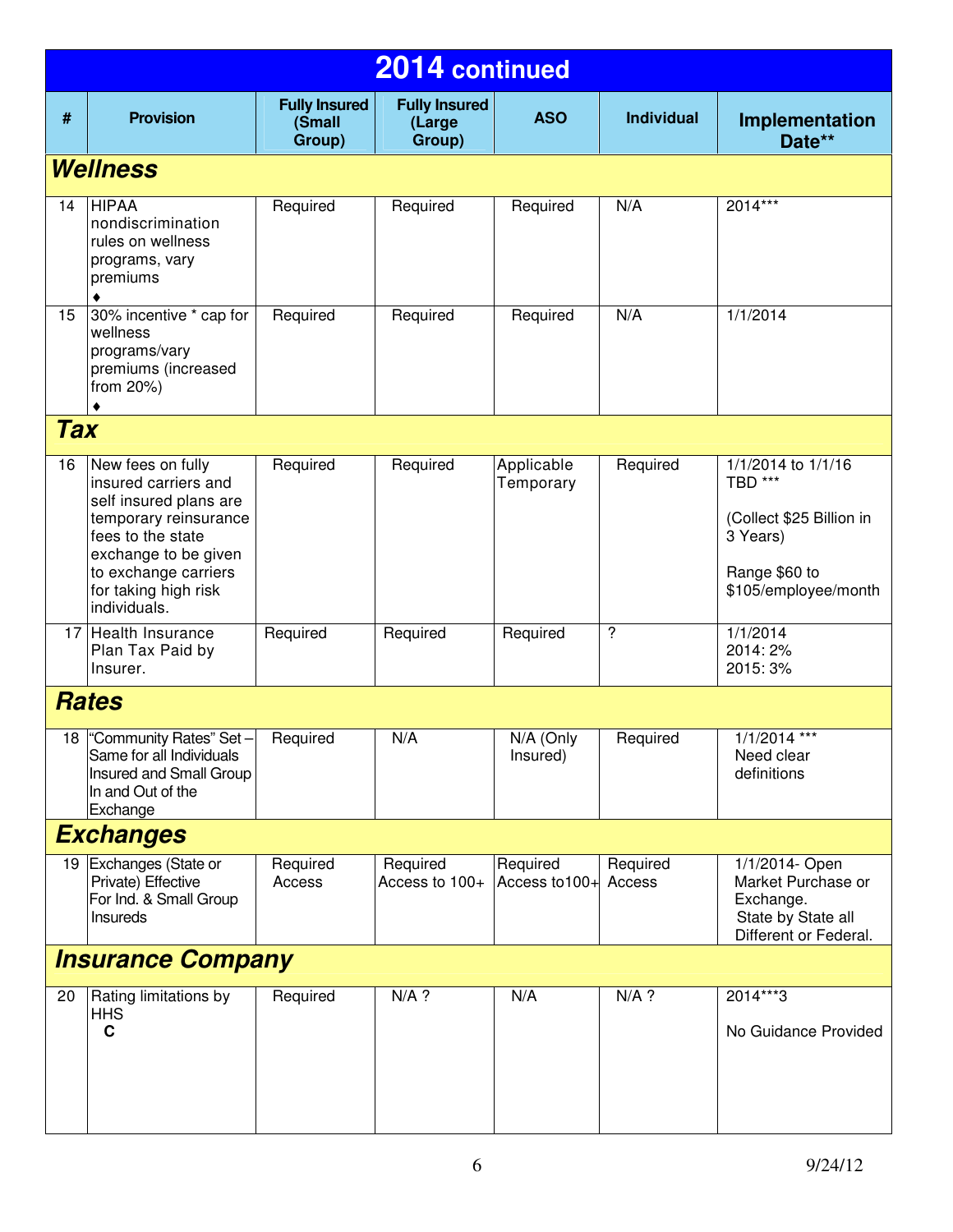| # | Provision | Fully Insured (Small Group) | Fully Insured (Large Group) | ASO | Individual | Implementation Date** |
|---|---|---|---|---|---|---|
| **2014 continued** | | | | | | |
| ***Wellness*** | | | | | | |
| 14 | HIPAA nondiscrimination rules on wellness programs, vary premiums ♦ | Required | Required | Required | N/A | 2014*** |
| 15 | 30% incentive * cap for wellness programs/vary premiums (increased from 20%) ♦ | Required | Required | Required | N/A | 1/1/2014 |
| ***Tax*** | | | | | | |
| 16 | New fees on fully insured carriers and self insured plans are temporary reinsurance fees to the state exchange to be given to exchange carriers for taking high risk individuals. | Required | Required | Applicable Temporary | Required | 1/1/2014 to 1/1/16 TBD *** (Collect $25 Billion in 3 Years) Range $60 to $105/employee/month |
| 17 | Health Insurance Plan Tax Paid by Insurer. | Required | Required | Required | ? | 1/1/2014 2014: 2% 2015: 3% |
| ***Rates*** | | | | | | |
| 18 | "Community Rates" Set – Same for all Individuals Insured and Small Group In and Out of the Exchange | Required | N/A | N/A (Only Insured) | Required | 1/1/2014 *** Need clear definitions |
| ***Exchanges*** | | | | | | |
| 19 | Exchanges (State or Private) Effective For Ind. & Small Group Insureds | Required Access | Required Access to 100+ | Required Access to100+ | Required Access | 1/1/2014- Open Market Purchase or Exchange. State by State all Different or Federal. |
| ***Insurance Company*** | | | | | | |
| 20 | Rating limitations by HHS **C** | Required | N/A ? | N/A | N/A ? | 2014***3 No Guidance Provided |

9/24/12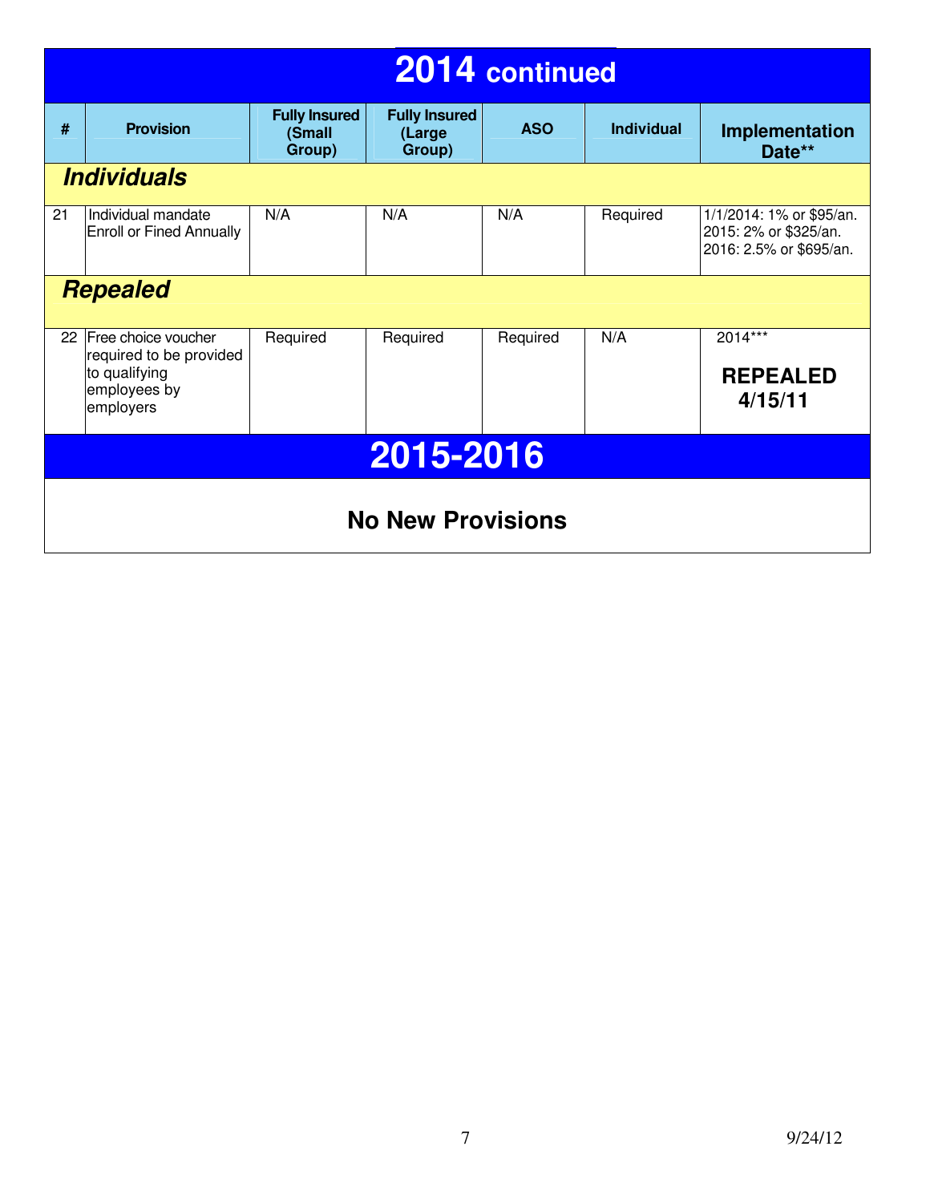## 2014 continued

| # | Provision | Fully Insured (Small Group) | Fully Insured (Large Group) | ASO | Individual | Implementation Date** |
|---|---|---|---|---|---|---|
| ***Individuals*** | | | | | | |
| 21 | Individual mandate Enroll or Fined Annually | N/A | N/A | N/A | Required | 1/1/2014: 1% or $95/an.<br>2015: 2% or $325/an.<br>2016: 2.5% or $695/an. |
| ***Repealed*** | | | | | | |
| 22 | Free choice voucher required to be provided to qualifying employees by employers | Required | Required | Required | N/A | 2014***<br>**REPEALED 4/15/11** |

## 2015-2016

**No New Provisions**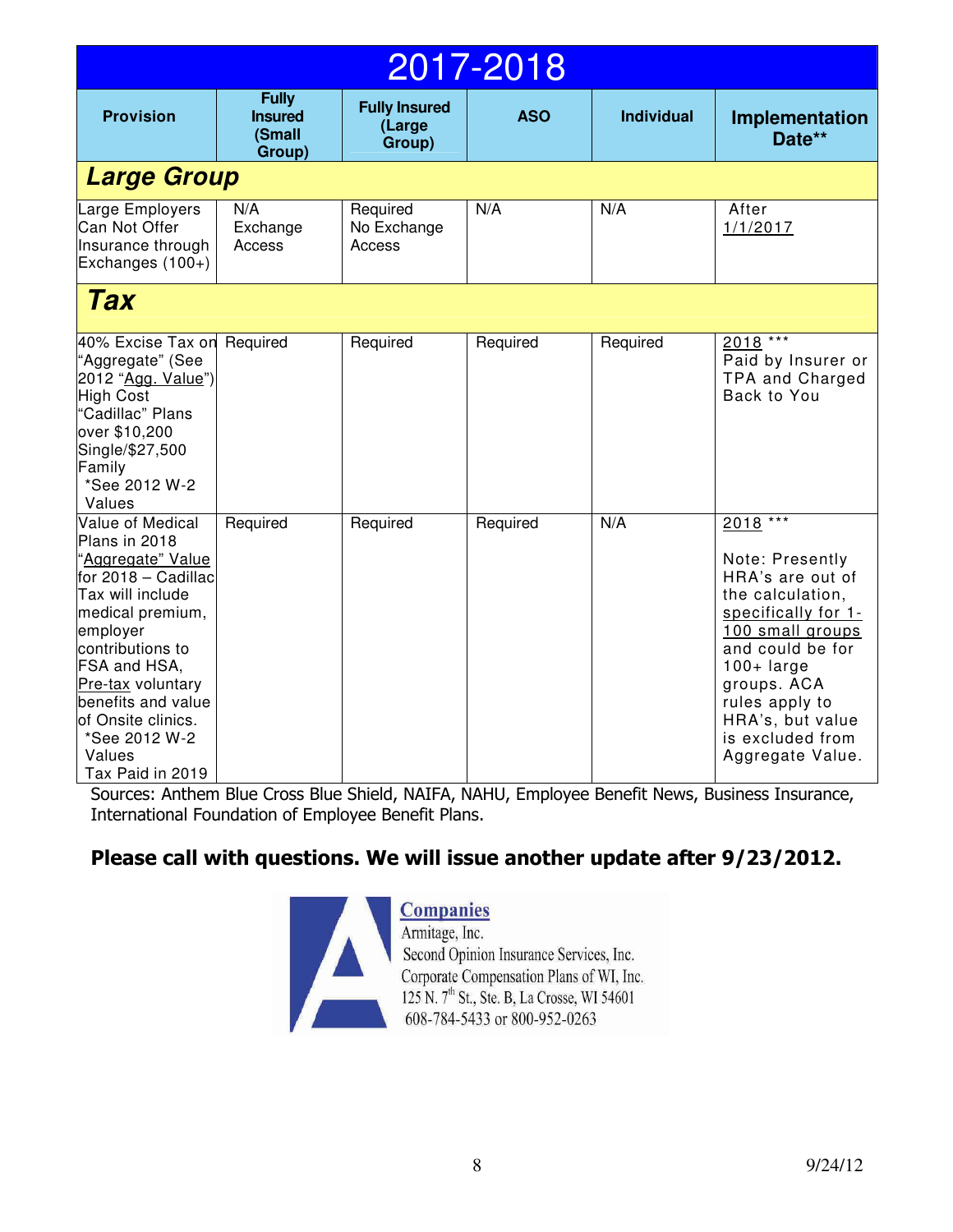| 2017-2018 | | | | | |
|---|---|---|---|---|---|
| **Provision** | **Fully Insured (Small Group)** | **Fully Insured (Large Group)** | **ASO** | **Individual** | **Implementation Date**** |
| ***Large Group*** | | | | | |
| Large Employers Can Not Offer Insurance through Exchanges (100+) | N/A Exchange Access | Required No Exchange Access | N/A | N/A | After 1/1/2017 |
| ***Tax*** | | | | | |
| 40% Excise Tax on "Aggregate" (See 2012 "Agg. Value") High Cost "Cadillac" Plans over $10,200 Single/$27,500 Family *See 2012 W-2 Values | Required | Required | Required | Required | 2018 *** Paid by Insurer or TPA and Charged Back to You |
| Value of Medical Plans in 2018 "Aggregate" Value for 2018 – Cadillac Tax will include medical premium, employer contributions to FSA and HSA, Pre-tax voluntary benefits and value of Onsite clinics. *See 2012 W-2 Values Tax Paid in 2019 | Required | Required | Required | N/A | 2018 *** Note: Presently HRA's are out of the calculation, specifically for 1-100 small groups and could be for 100+ large groups. ACA rules apply to HRA's, but value is excluded from Aggregate Value. |

Sources: Anthem Blue Cross Blue Shield, NAIFA, NAHU, Employee Benefit News, Business Insurance, International Foundation of Employee Benefit Plans.

**Please call with questions. We will issue another update after 9/23/2012.**

Companies
Armitage, Inc.
Second Opinion Insurance Services, Inc.
Corporate Compensation Plans of WI, Inc.
125 N. 7th St., Ste. B, La Crosse, WI 54601
608-784-5433 or 800-952-0263